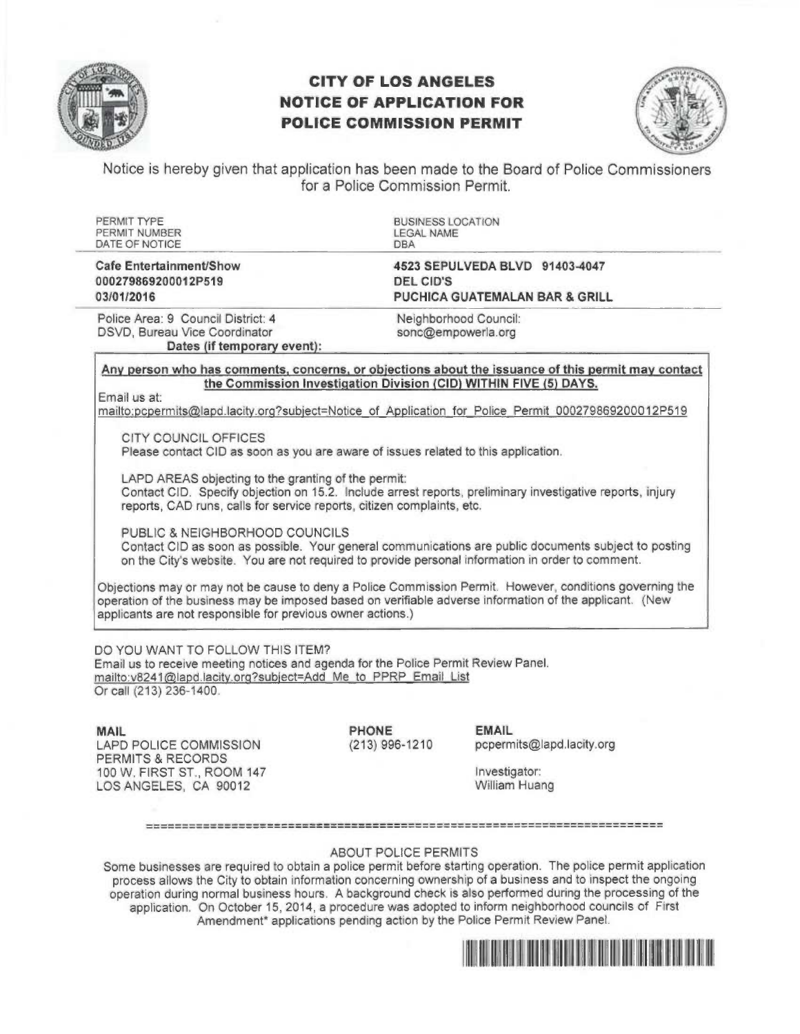# CITY OF LOS ANGELES
# NOTICE OF APPLICATION FOR POLICE COMMISSION PERMIT

Notice is hereby given that application has been made to the Board of Police Commissioners for a Police Commission Permit.

| PERMIT TYPE<br>PERMIT NUMBER<br>DATE OF NOTICE | BUSINESS LOCATION<br>LEGAL NAME<br>DBA |
|---|---|
| **Cafe Entertainment/Show**<br>**000279869200012P519**<br>**03/01/2016** | **4523 SEPULVEDA BLVD 91403-4047**<br>**DEL CID'S**<br>**PUCHICA GUATEMALAN BAR & GRILL** |
| Police Area: 9 Council District: 4<br>DSVD, Bureau Vice Coordinator<br>**Dates (if temporary event):** | Neighborhood Council:<br>sonc@empowerla.org |

**Any person who has comments, concerns, or objections about the issuance of this permit may contact the Commission Investigation Division (CID) WITHIN FIVE (5) DAYS.**

Email us at:
mailto:pcpermits@lapd.lacity.org?subject=Notice_of_Application_for_Police_Permit_000279869200012P519

CITY COUNCIL OFFICES
Please contact CID as soon as you are aware of issues related to this application.

LAPD AREAS objecting to the granting of the permit:
Contact CID. Specify objection on 15.2. Include arrest reports, preliminary investigative reports, injury reports, CAD runs, calls for service reports, citizen complaints, etc.

PUBLIC & NEIGHBORHOOD COUNCILS
Contact CID as soon as possible. Your general communications are public documents subject to posting on the City's website. You are not required to provide personal information in order to comment.

Objections may or may not be cause to deny a Police Commission Permit. However, conditions governing the operation of the business may be imposed based on verifiable adverse information of the applicant. (New applicants are not responsible for previous owner actions.)

DO YOU WANT TO FOLLOW THIS ITEM?
Email us to receive meeting notices and agenda for the Police Permit Review Panel.
mailto:v8241@lapd.lacity.org?subject=Add_Me_to_PPRP_Email_List
Or call (213) 236-1400.

**MAIL**
LAPD POLICE COMMISSION
PERMITS & RECORDS
100 W. FIRST ST., ROOM 147
LOS ANGELES, CA 90012

**PHONE**
(213) 996-1210

**EMAIL**
pcpermits@lapd.lacity.org

Investigator:
William Huang

ABOUT POLICE PERMITS

Some businesses are required to obtain a police permit before starting operation. The police permit application process allows the City to obtain information concerning ownership of a business and to inspect the ongoing operation during normal business hours. A background check is also performed during the processing of the application. On October 15, 2014, a procedure was adopted to inform neighborhood councils of First Amendment* applications pending action by the Police Permit Review Panel.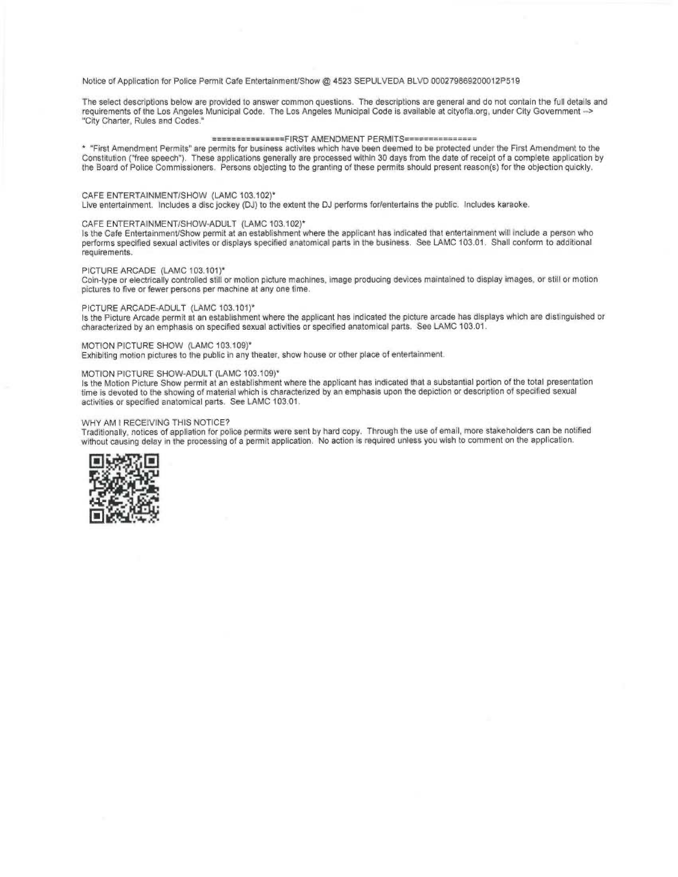Notice of Application for Police Permit Cafe Entertainment/Show @ 4523 SEPULVEDA BLVD 000279869200012P519

The select descriptions below are provided to answer common questions. The descriptions are general and do not contain the full details and requirements of the Los Angeles Municipal Code. The Los Angeles Municipal Code is available at cityofla.org, under City Government --> "City Charter, Rules and Codes."

===============FIRST AMENDMENT PERMITS===============

* "First Amendment Permits" are permits for business activites which have been deemed to be protected under the First Amendment to the Constitution ("free speech"). These applications generally are processed within 30 days from the date of receipt of a complete application by the Board of Police Commissioners. Persons objecting to the granting of these permits should present reason(s) for the objection quickly.

CAFE ENTERTAINMENT/SHOW (LAMC 103.102)*
Live entertainment. Includes a disc jockey (DJ) to the extent the DJ performs for/entertains the public. Includes karaoke.

CAFE ENTERTAINMENT/SHOW-ADULT (LAMC 103.102)*
Is the Cafe Entertainment/Show permit at an establishment where the applicant has indicated that entertainment will include a person who performs specified sexual activites or displays specified anatomical parts in the business. See LAMC 103.01. Shall conform to additional requirements.

PICTURE ARCADE (LAMC 103.101)*
Coin-type or electrically controlled still or motion picture machines, image producing devices maintained to display images, or still or motion pictures to five or fewer persons per machine at any one time.

PICTURE ARCADE-ADULT (LAMC 103.101)*
Is the Picture Arcade permit at an establishment where the applicant has indicated the picture arcade has displays which are distinguished or characterized by an emphasis on specified sexual activities or specified anatomical parts. See LAMC 103.01.

MOTION PICTURE SHOW (LAMC 103.109)*
Exhibiting motion pictures to the public in any theater, show house or other place of entertainment.

MOTION PICTURE SHOW-ADULT (LAMC 103.109)*
Is the Motion Picture Show permit at an establishment where the applicant has indicated that a substantial portion of the total presentation time is devoted to the showing of material which is characterized by an emphasis upon the depiction or description of specified sexual activities or specified anatomical parts. See LAMC 103.01.

WHY AM I RECEIVING THIS NOTICE?
Traditionally, notices of appliation for police permits were sent by hard copy. Through the use of email, more stakeholders can be notified without causing delay in the processing of a permit application. No action is required unless you wish to comment on the application.